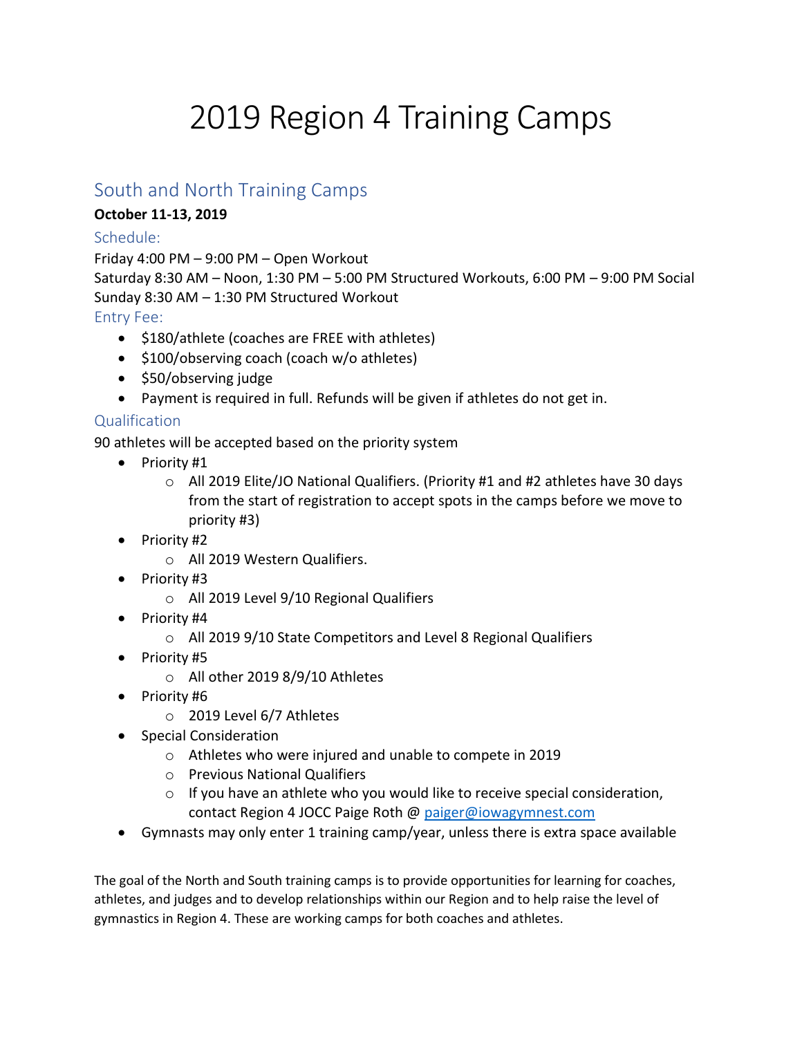# 2019 Region 4 Training Camps

## South and North Training Camps

**October 11-13, 2019**

### Schedule:

Friday 4:00 PM – 9:00 PM – Open Workout
Saturday 8:30 AM – Noon, 1:30 PM – 5:00 PM Structured Workouts, 6:00 PM – 9:00 PM Social
Sunday 8:30 AM – 1:30 PM Structured Workout

### Entry Fee:

- $180/athlete (coaches are FREE with athletes)
- $100/observing coach (coach w/o athletes)
- $50/observing judge
- Payment is required in full. Refunds will be given if athletes do not get in.

### Qualification

90 athletes will be accepted based on the priority system

- Priority #1
  - All 2019 Elite/JO National Qualifiers. (Priority #1 and #2 athletes have 30 days from the start of registration to accept spots in the camps before we move to priority #3)
- Priority #2
  - All 2019 Western Qualifiers.
- Priority #3
  - All 2019 Level 9/10 Regional Qualifiers
- Priority #4
  - All 2019 9/10 State Competitors and Level 8 Regional Qualifiers
- Priority #5
  - All other 2019 8/9/10 Athletes
- Priority #6
  - 2019 Level 6/7 Athletes
- Special Consideration
  - Athletes who were injured and unable to compete in 2019
  - Previous National Qualifiers
  - If you have an athlete who you would like to receive special consideration, contact Region 4 JOCC Paige Roth @ [paiger@iowagymnest.com](mailto:paiger@iowagymnest.com)
- Gymnasts may only enter 1 training camp/year, unless there is extra space available

The goal of the North and South training camps is to provide opportunities for learning for coaches, athletes, and judges and to develop relationships within our Region and to help raise the level of gymnastics in Region 4. These are working camps for both coaches and athletes.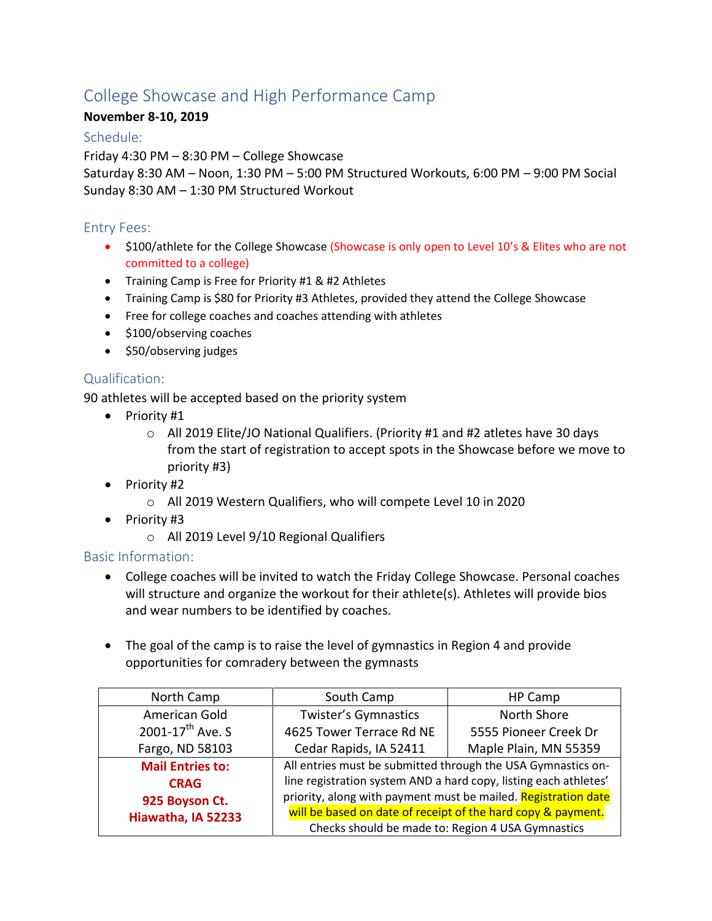# College Showcase and High Performance Camp

**November 8-10, 2019**

## Schedule:

Friday 4:30 PM – 8:30 PM – College Showcase
Saturday 8:30 AM – Noon, 1:30 PM – 5:00 PM Structured Workouts, 6:00 PM – 9:00 PM Social
Sunday 8:30 AM – 1:30 PM Structured Workout

## Entry Fees:

- $100/athlete for the College Showcase (Showcase is only open to Level 10's & Elites who are not committed to a college)
- Training Camp is Free for Priority #1 & #2 Athletes
- Training Camp is $80 for Priority #3 Athletes, provided they attend the College Showcase
- Free for college coaches and coaches attending with athletes
- $100/observing coaches
- $50/observing judges

## Qualification:

90 athletes will be accepted based on the priority system

- Priority #1
  - All 2019 Elite/JO National Qualifiers. (Priority #1 and #2 atletes have 30 days from the start of registration to accept spots in the Showcase before we move to priority #3)
- Priority #2
  - All 2019 Western Qualifiers, who will compete Level 10 in 2020
- Priority #3
  - All 2019 Level 9/10 Regional Qualifiers

## Basic Information:

- College coaches will be invited to watch the Friday College Showcase. Personal coaches will structure and organize the workout for their athlete(s). Athletes will provide bios and wear numbers to be identified by coaches.

- The goal of the camp is to raise the level of gymnastics in Region 4 and provide opportunities for comradery between the gymnasts

| North Camp | South Camp | HP Camp |
|---|---|---|
| American Gold<br>2001-17th Ave. S<br>Fargo, ND 58103 | Twister's Gymnastics<br>4625 Tower Terrace Rd NE<br>Cedar Rapids, IA 52411 | North Shore<br>5555 Pioneer Creek Dr<br>Maple Plain, MN 55359 |
| **Mail Entries to:<br>CRAG<br>925 Boyson Ct.<br>Hiawatha, IA 52233** | All entries must be submitted through the USA Gymnastics on-line registration system AND a hard copy, listing each athletes' priority, along with payment must be mailed. Registration date will be based on date of receipt of the hard copy & payment. Checks should be made to: Region 4 USA Gymnastics | |